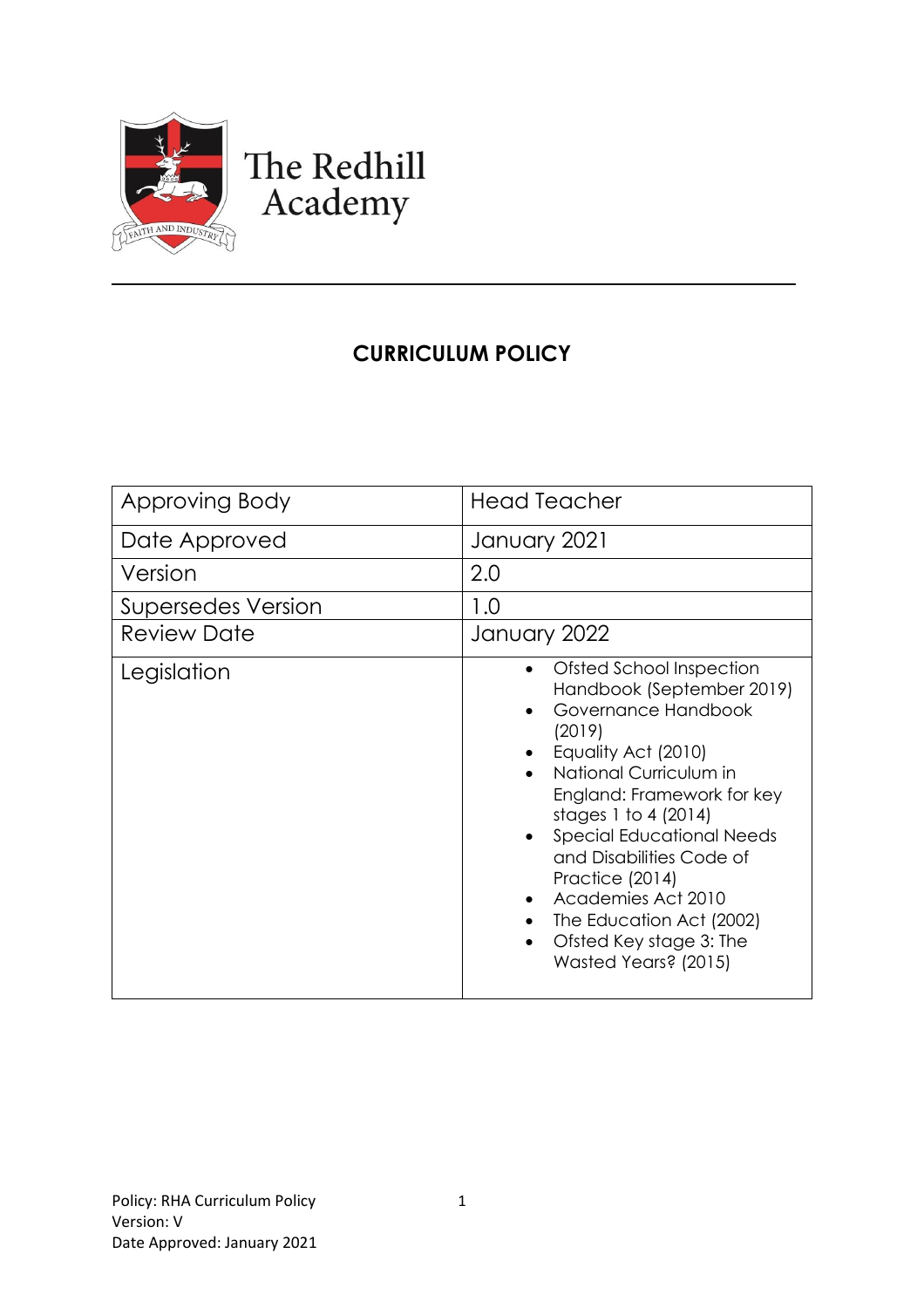# The Redhill Academy

## CURRICULUM POLICY

| Approving Body | Head Teacher |
|---|---|
| Date Approved | January 2021 |
| Version | 2.0 |
| Supersedes Version | 1.0 |
| Review Date | January 2022 |
| Legislation | • Ofsted School Inspection Handbook (September 2019)<br>• Governance Handbook (2019)<br>• Equality Act (2010)<br>• National Curriculum in England: Framework for key stages 1 to 4 (2014)<br>• Special Educational Needs and Disabilities Code of Practice (2014)<br>• Academies Act 2010<br>• The Education Act (2002)<br>• Ofsted Key stage 3: The Wasted Years? (2015) |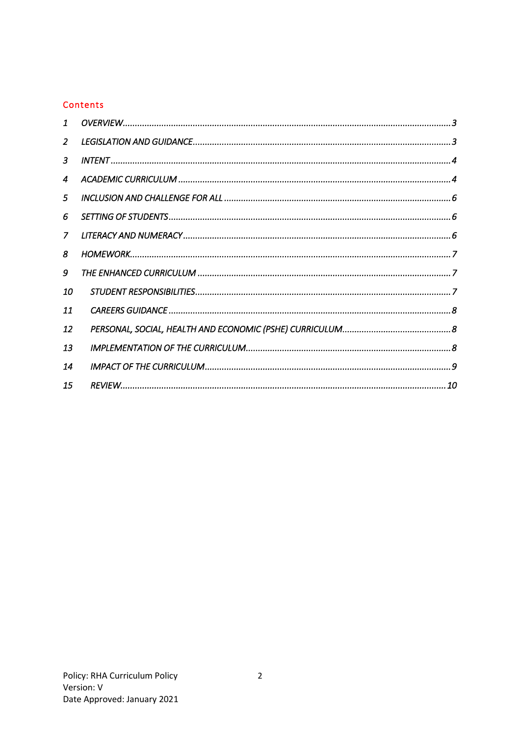## Contents

1 OVERVIEW.......................................................................................................................3
2 LEGISLATION AND GUIDANCE...........................................................................................3
3 INTENT............................................................................................................................4
4 ACADEMIC CURRICULUM..................................................................................................4
5 INCLUSION AND CHALLENGE FOR ALL...............................................................................6
6 SETTING OF STUDENTS.....................................................................................................6
7 LITERACY AND NUMERACY...............................................................................................6
8 HOMEWORK....................................................................................................................7
9 THE ENHANCED CURRICULUM..........................................................................................7
10 STUDENT RESPONSIBILITIES..........................................................................................7
11 CAREERS GUIDANCE.....................................................................................................8
12 PERSONAL, SOCIAL, HEALTH AND ECONOMIC (PSHE) CURRICULUM.................................8
13 IMPLEMENTATION OF THE CURRICULUM.......................................................................8
14 IMPACT OF THE CURRICULUM.......................................................................................9
15 REVIEW.......................................................................................................................10

Policy: RHA Curriculum Policy
Version: V
Date Approved: January 2021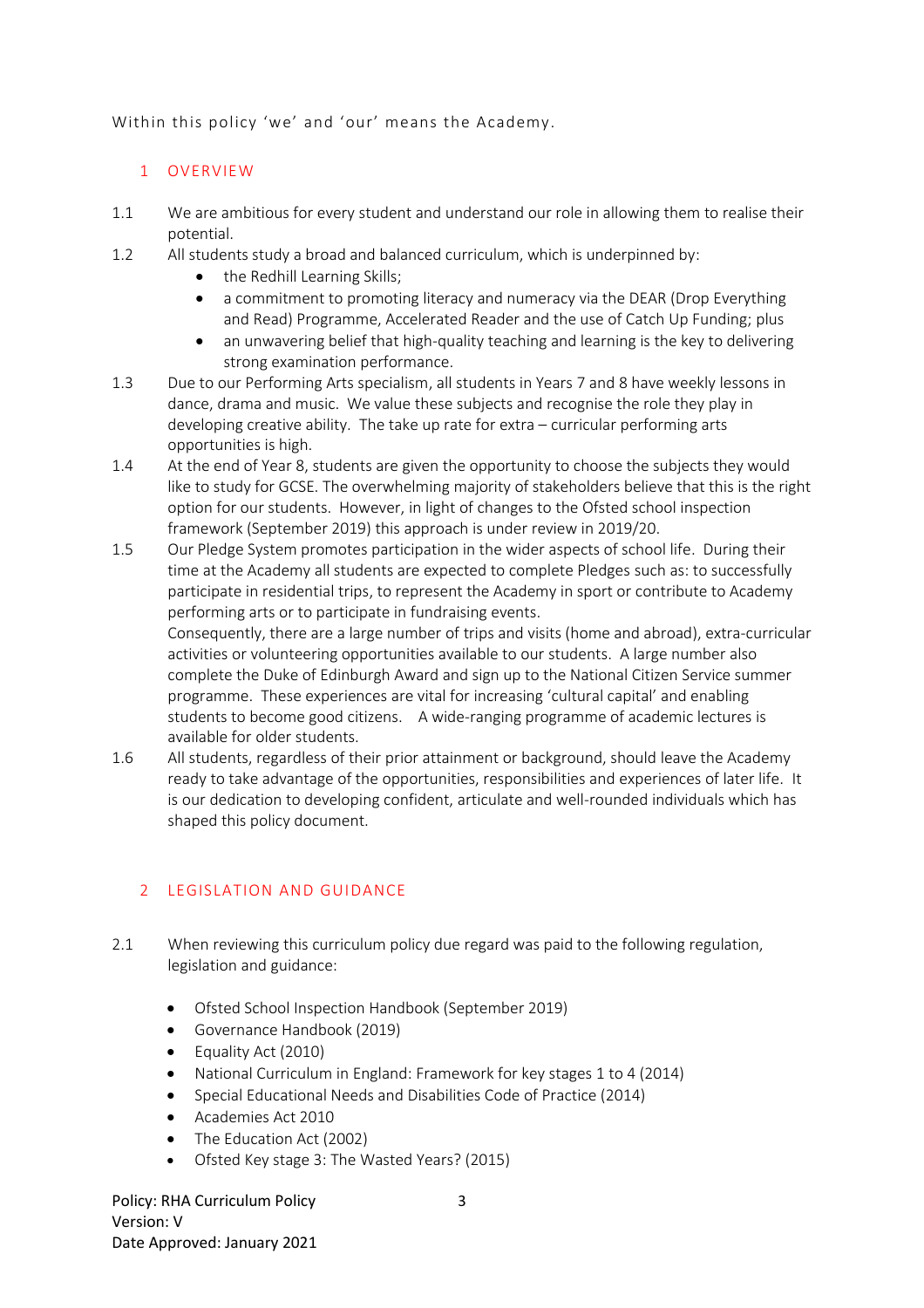Within this policy 'we' and 'our' means the Academy.

## 1 OVERVIEW

1.1 We are ambitious for every student and understand our role in allowing them to realise their potential.

1.2 All students study a broad and balanced curriculum, which is underpinned by:

- the Redhill Learning Skills;
- a commitment to promoting literacy and numeracy via the DEAR (Drop Everything and Read) Programme, Accelerated Reader and the use of Catch Up Funding; plus
- an unwavering belief that high-quality teaching and learning is the key to delivering strong examination performance.

1.3 Due to our Performing Arts specialism, all students in Years 7 and 8 have weekly lessons in dance, drama and music. We value these subjects and recognise the role they play in developing creative ability. The take up rate for extra – curricular performing arts opportunities is high.

1.4 At the end of Year 8, students are given the opportunity to choose the subjects they would like to study for GCSE. The overwhelming majority of stakeholders believe that this is the right option for our students. However, in light of changes to the Ofsted school inspection framework (September 2019) this approach is under review in 2019/20.

1.5 Our Pledge System promotes participation in the wider aspects of school life. During their time at the Academy all students are expected to complete Pledges such as: to successfully participate in residential trips, to represent the Academy in sport or contribute to Academy performing arts or to participate in fundraising events.
Consequently, there are a large number of trips and visits (home and abroad), extra-curricular activities or volunteering opportunities available to our students. A large number also complete the Duke of Edinburgh Award and sign up to the National Citizen Service summer programme. These experiences are vital for increasing 'cultural capital' and enabling students to become good citizens. A wide-ranging programme of academic lectures is available for older students.

1.6 All students, regardless of their prior attainment or background, should leave the Academy ready to take advantage of the opportunities, responsibilities and experiences of later life. It is our dedication to developing confident, articulate and well-rounded individuals which has shaped this policy document.

## 2 LEGISLATION AND GUIDANCE

2.1 When reviewing this curriculum policy due regard was paid to the following regulation, legislation and guidance:

- Ofsted School Inspection Handbook (September 2019)
- Governance Handbook (2019)
- Equality Act (2010)
- National Curriculum in England: Framework for key stages 1 to 4 (2014)
- Special Educational Needs and Disabilities Code of Practice (2014)
- Academies Act 2010
- The Education Act (2002)
- Ofsted Key stage 3: The Wasted Years? (2015)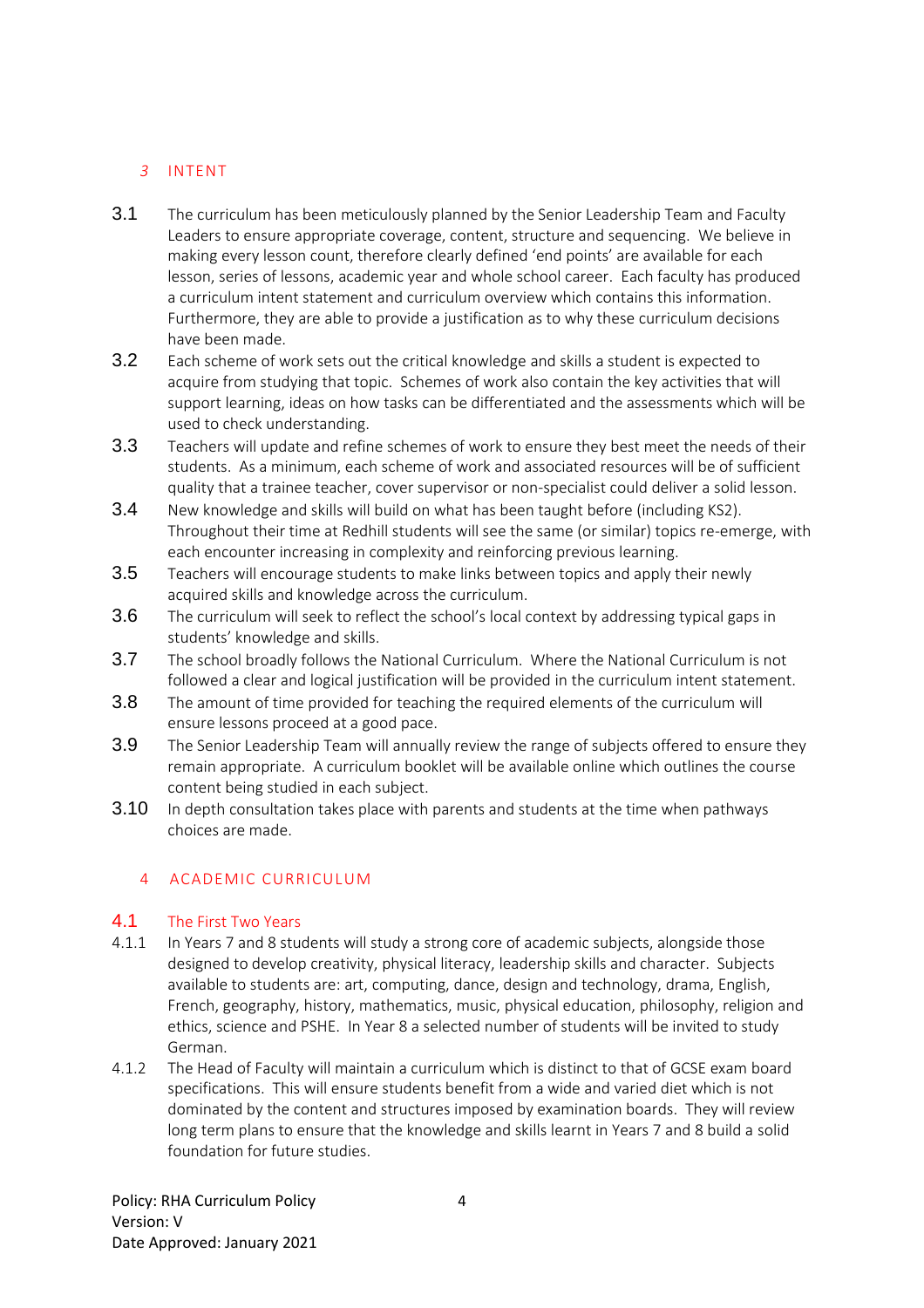## 3 INTENT

3.1 The curriculum has been meticulously planned by the Senior Leadership Team and Faculty Leaders to ensure appropriate coverage, content, structure and sequencing. We believe in making every lesson count, therefore clearly defined 'end points' are available for each lesson, series of lessons, academic year and whole school career. Each faculty has produced a curriculum intent statement and curriculum overview which contains this information. Furthermore, they are able to provide a justification as to why these curriculum decisions have been made.

3.2 Each scheme of work sets out the critical knowledge and skills a student is expected to acquire from studying that topic. Schemes of work also contain the key activities that will support learning, ideas on how tasks can be differentiated and the assessments which will be used to check understanding.

3.3 Teachers will update and refine schemes of work to ensure they best meet the needs of their students. As a minimum, each scheme of work and associated resources will be of sufficient quality that a trainee teacher, cover supervisor or non-specialist could deliver a solid lesson.

3.4 New knowledge and skills will build on what has been taught before (including KS2). Throughout their time at Redhill students will see the same (or similar) topics re-emerge, with each encounter increasing in complexity and reinforcing previous learning.

3.5 Teachers will encourage students to make links between topics and apply their newly acquired skills and knowledge across the curriculum.

3.6 The curriculum will seek to reflect the school's local context by addressing typical gaps in students' knowledge and skills.

3.7 The school broadly follows the National Curriculum. Where the National Curriculum is not followed a clear and logical justification will be provided in the curriculum intent statement.

3.8 The amount of time provided for teaching the required elements of the curriculum will ensure lessons proceed at a good pace.

3.9 The Senior Leadership Team will annually review the range of subjects offered to ensure they remain appropriate. A curriculum booklet will be available online which outlines the course content being studied in each subject.

3.10 In depth consultation takes place with parents and students at the time when pathways choices are made.

## 4 ACADEMIC CURRICULUM

### 4.1 The First Two Years

4.1.1 In Years 7 and 8 students will study a strong core of academic subjects, alongside those designed to develop creativity, physical literacy, leadership skills and character. Subjects available to students are: art, computing, dance, design and technology, drama, English, French, geography, history, mathematics, music, physical education, philosophy, religion and ethics, science and PSHE. In Year 8 a selected number of students will be invited to study German.

4.1.2 The Head of Faculty will maintain a curriculum which is distinct to that of GCSE exam board specifications. This will ensure students benefit from a wide and varied diet which is not dominated by the content and structures imposed by examination boards. They will review long term plans to ensure that the knowledge and skills learnt in Years 7 and 8 build a solid foundation for future studies.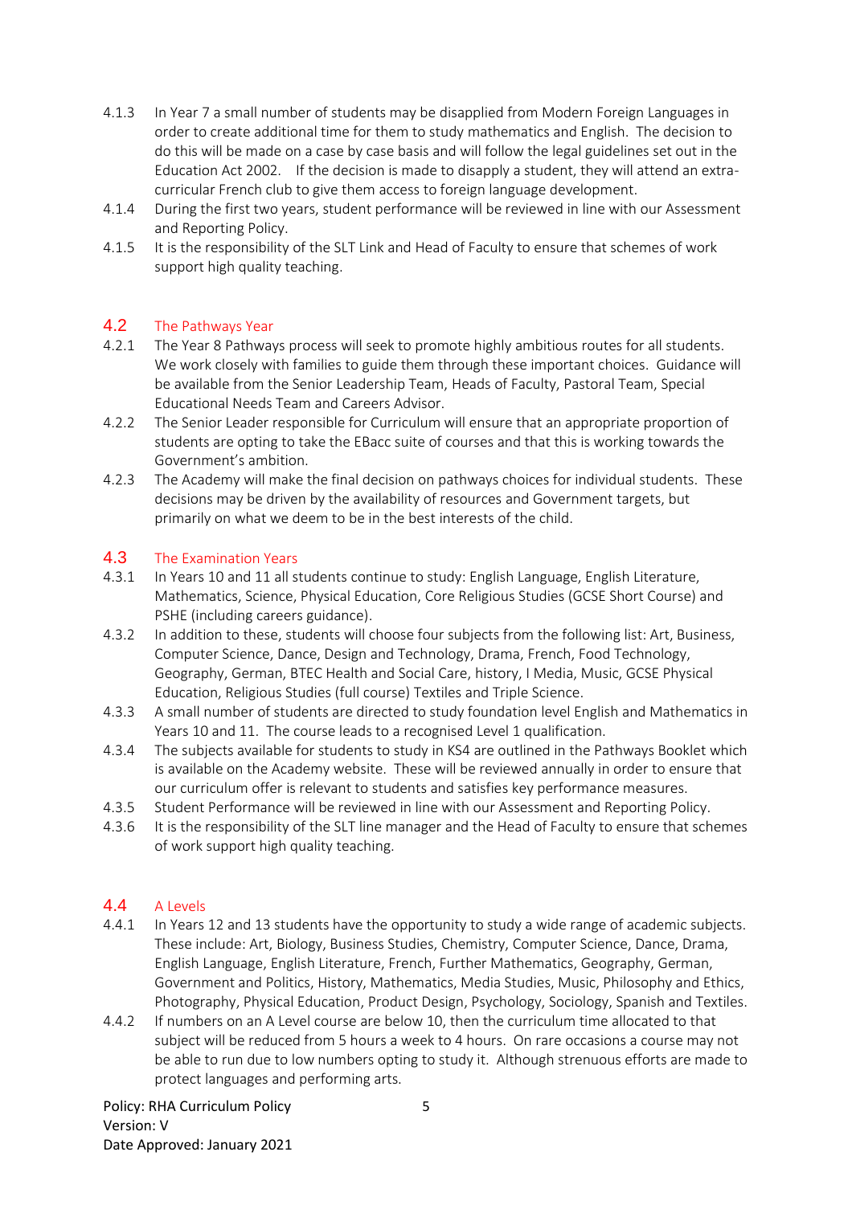4.1.3 In Year 7 a small number of students may be disapplied from Modern Foreign Languages in order to create additional time for them to study mathematics and English. The decision to do this will be made on a case by case basis and will follow the legal guidelines set out in the Education Act 2002. If the decision is made to disapply a student, they will attend an extra-curricular French club to give them access to foreign language development.

4.1.4 During the first two years, student performance will be reviewed in line with our Assessment and Reporting Policy.

4.1.5 It is the responsibility of the SLT Link and Head of Faculty to ensure that schemes of work support high quality teaching.

## 4.2 The Pathways Year

4.2.1 The Year 8 Pathways process will seek to promote highly ambitious routes for all students. We work closely with families to guide them through these important choices. Guidance will be available from the Senior Leadership Team, Heads of Faculty, Pastoral Team, Special Educational Needs Team and Careers Advisor.

4.2.2 The Senior Leader responsible for Curriculum will ensure that an appropriate proportion of students are opting to take the EBacc suite of courses and that this is working towards the Government's ambition.

4.2.3 The Academy will make the final decision on pathways choices for individual students. These decisions may be driven by the availability of resources and Government targets, but primarily on what we deem to be in the best interests of the child.

## 4.3 The Examination Years

4.3.1 In Years 10 and 11 all students continue to study: English Language, English Literature, Mathematics, Science, Physical Education, Core Religious Studies (GCSE Short Course) and PSHE (including careers guidance).

4.3.2 In addition to these, students will choose four subjects from the following list: Art, Business, Computer Science, Dance, Design and Technology, Drama, French, Food Technology, Geography, German, BTEC Health and Social Care, history, I Media, Music, GCSE Physical Education, Religious Studies (full course) Textiles and Triple Science.

4.3.3 A small number of students are directed to study foundation level English and Mathematics in Years 10 and 11. The course leads to a recognised Level 1 qualification.

4.3.4 The subjects available for students to study in KS4 are outlined in the Pathways Booklet which is available on the Academy website. These will be reviewed annually in order to ensure that our curriculum offer is relevant to students and satisfies key performance measures.

4.3.5 Student Performance will be reviewed in line with our Assessment and Reporting Policy.

4.3.6 It is the responsibility of the SLT line manager and the Head of Faculty to ensure that schemes of work support high quality teaching.

## 4.4 A Levels

4.4.1 In Years 12 and 13 students have the opportunity to study a wide range of academic subjects. These include: Art, Biology, Business Studies, Chemistry, Computer Science, Dance, Drama, English Language, English Literature, French, Further Mathematics, Geography, German, Government and Politics, History, Mathematics, Media Studies, Music, Philosophy and Ethics, Photography, Physical Education, Product Design, Psychology, Sociology, Spanish and Textiles.

4.4.2 If numbers on an A Level course are below 10, then the curriculum time allocated to that subject will be reduced from 5 hours a week to 4 hours. On rare occasions a course may not be able to run due to low numbers opting to study it. Although strenuous efforts are made to protect languages and performing arts.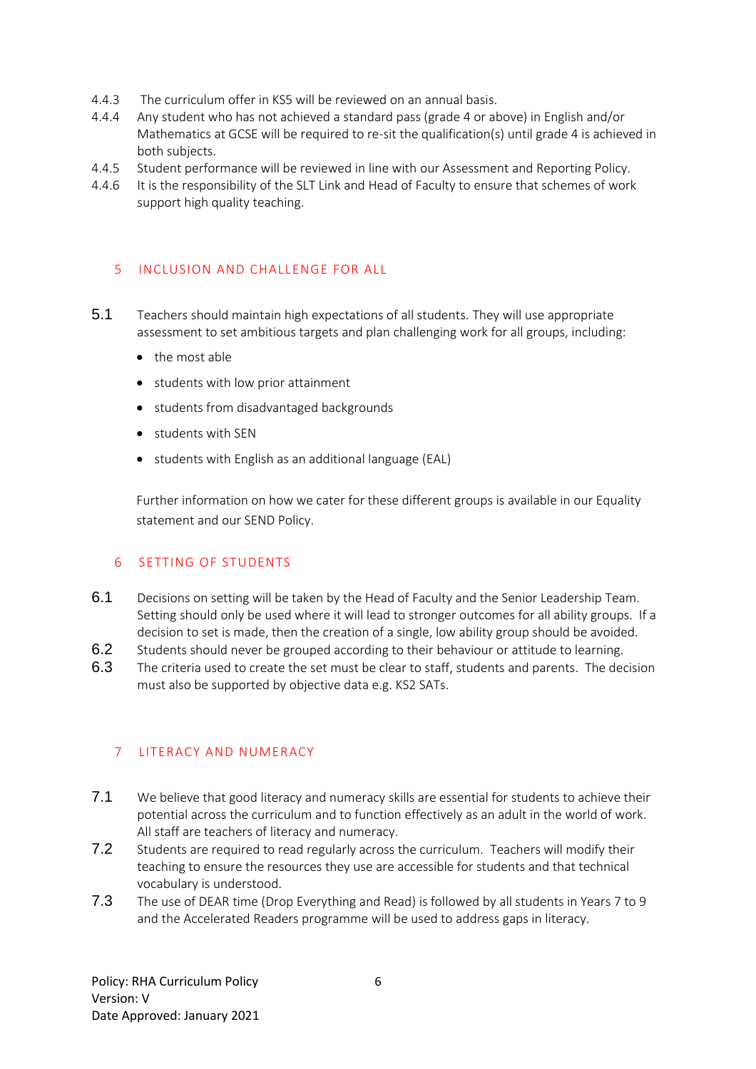4.4.3 The curriculum offer in KS5 will be reviewed on an annual basis.

4.4.4 Any student who has not achieved a standard pass (grade 4 or above) in English and/or Mathematics at GCSE will be required to re-sit the qualification(s) until grade 4 is achieved in both subjects.

4.4.5 Student performance will be reviewed in line with our Assessment and Reporting Policy.

4.4.6 It is the responsibility of the SLT Link and Head of Faculty to ensure that schemes of work support high quality teaching.

## 5 INCLUSION AND CHALLENGE FOR ALL

5.1 Teachers should maintain high expectations of all students. They will use appropriate assessment to set ambitious targets and plan challenging work for all groups, including:

- the most able
- students with low prior attainment
- students from disadvantaged backgrounds
- students with SEN
- students with English as an additional language (EAL)

Further information on how we cater for these different groups is available in our Equality statement and our SEND Policy.

## 6 SETTING OF STUDENTS

6.1 Decisions on setting will be taken by the Head of Faculty and the Senior Leadership Team. Setting should only be used where it will lead to stronger outcomes for all ability groups. If a decision to set is made, then the creation of a single, low ability group should be avoided.

6.2 Students should never be grouped according to their behaviour or attitude to learning.

6.3 The criteria used to create the set must be clear to staff, students and parents. The decision must also be supported by objective data e.g. KS2 SATs.

## 7 LITERACY AND NUMERACY

7.1 We believe that good literacy and numeracy skills are essential for students to achieve their potential across the curriculum and to function effectively as an adult in the world of work. All staff are teachers of literacy and numeracy.

7.2 Students are required to read regularly across the curriculum. Teachers will modify their teaching to ensure the resources they use are accessible for students and that technical vocabulary is understood.

7.3 The use of DEAR time (Drop Everything and Read) is followed by all students in Years 7 to 9 and the Accelerated Readers programme will be used to address gaps in literacy.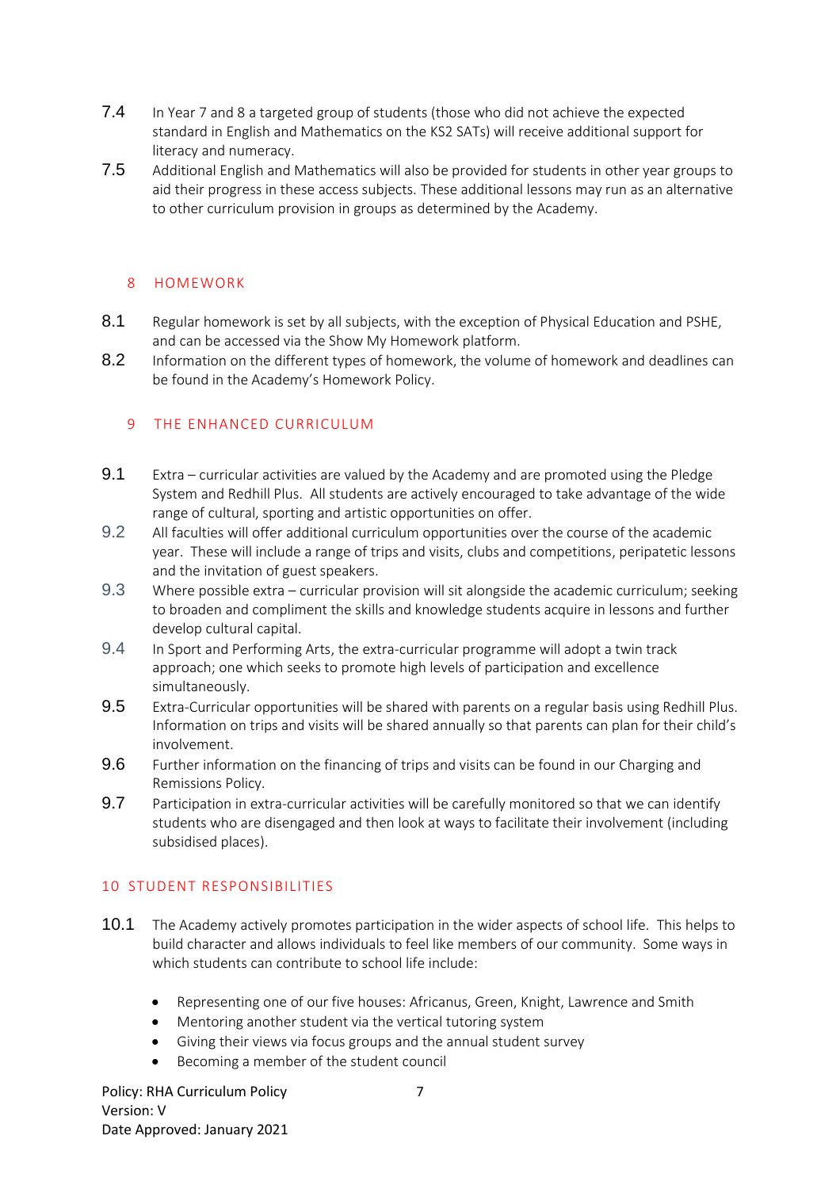7.4 In Year 7 and 8 a targeted group of students (those who did not achieve the expected standard in English and Mathematics on the KS2 SATs) will receive additional support for literacy and numeracy.

7.5 Additional English and Mathematics will also be provided for students in other year groups to aid their progress in these access subjects. These additional lessons may run as an alternative to other curriculum provision in groups as determined by the Academy.

## 8 HOMEWORK

8.1 Regular homework is set by all subjects, with the exception of Physical Education and PSHE, and can be accessed via the Show My Homework platform.

8.2 Information on the different types of homework, the volume of homework and deadlines can be found in the Academy's Homework Policy.

## 9 THE ENHANCED CURRICULUM

9.1 Extra – curricular activities are valued by the Academy and are promoted using the Pledge System and Redhill Plus. All students are actively encouraged to take advantage of the wide range of cultural, sporting and artistic opportunities on offer.

9.2 All faculties will offer additional curriculum opportunities over the course of the academic year. These will include a range of trips and visits, clubs and competitions, peripatetic lessons and the invitation of guest speakers.

9.3 Where possible extra – curricular provision will sit alongside the academic curriculum; seeking to broaden and compliment the skills and knowledge students acquire in lessons and further develop cultural capital.

9.4 In Sport and Performing Arts, the extra-curricular programme will adopt a twin track approach; one which seeks to promote high levels of participation and excellence simultaneously.

9.5 Extra-Curricular opportunities will be shared with parents on a regular basis using Redhill Plus. Information on trips and visits will be shared annually so that parents can plan for their child's involvement.

9.6 Further information on the financing of trips and visits can be found in our Charging and Remissions Policy.

9.7 Participation in extra-curricular activities will be carefully monitored so that we can identify students who are disengaged and then look at ways to facilitate their involvement (including subsidised places).

## 10 STUDENT RESPONSIBILITIES

10.1 The Academy actively promotes participation in the wider aspects of school life. This helps to build character and allows individuals to feel like members of our community. Some ways in which students can contribute to school life include:

- Representing one of our five houses: Africanus, Green, Knight, Lawrence and Smith
- Mentoring another student via the vertical tutoring system
- Giving their views via focus groups and the annual student survey
- Becoming a member of the student council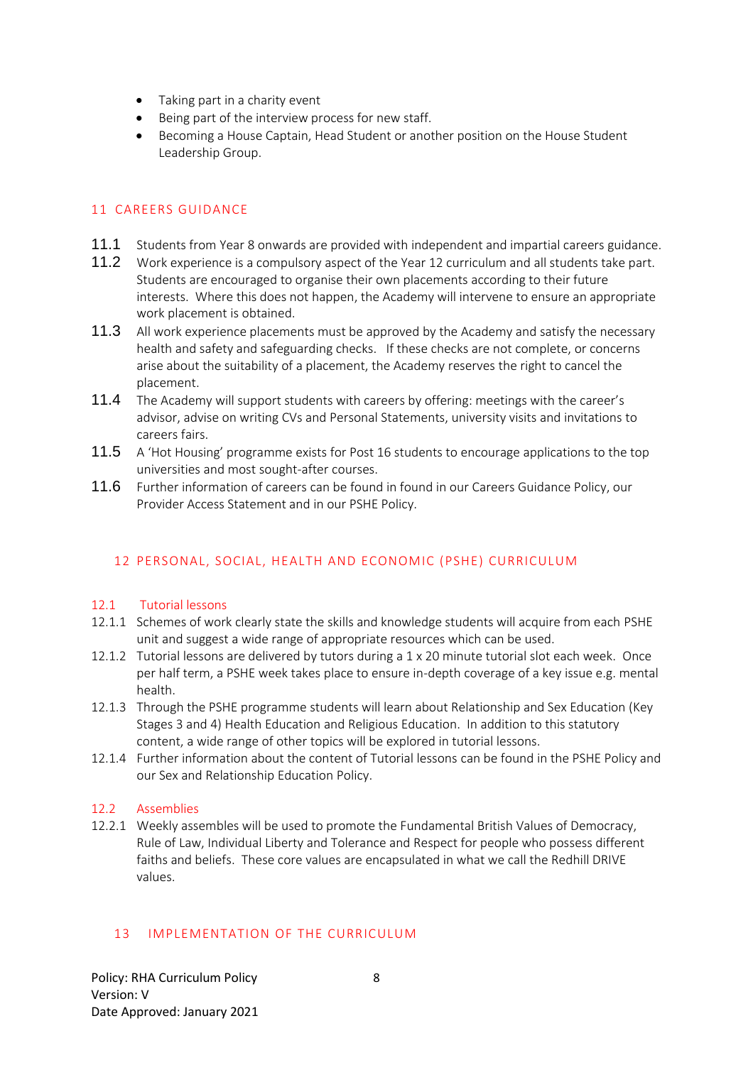- Taking part in a charity event
- Being part of the interview process for new staff.
- Becoming a House Captain, Head Student or another position on the House Student Leadership Group.

## 11 CAREERS GUIDANCE

11.1 Students from Year 8 onwards are provided with independent and impartial careers guidance.

11.2 Work experience is a compulsory aspect of the Year 12 curriculum and all students take part. Students are encouraged to organise their own placements according to their future interests. Where this does not happen, the Academy will intervene to ensure an appropriate work placement is obtained.

11.3 All work experience placements must be approved by the Academy and satisfy the necessary health and safety and safeguarding checks. If these checks are not complete, or concerns arise about the suitability of a placement, the Academy reserves the right to cancel the placement.

11.4 The Academy will support students with careers by offering: meetings with the career's advisor, advise on writing CVs and Personal Statements, university visits and invitations to careers fairs.

11.5 A 'Hot Housing' programme exists for Post 16 students to encourage applications to the top universities and most sought-after courses.

11.6 Further information of careers can be found in found in our Careers Guidance Policy, our Provider Access Statement and in our PSHE Policy.

## 12 PERSONAL, SOCIAL, HEALTH AND ECONOMIC (PSHE) CURRICULUM

### 12.1 Tutorial lessons

12.1.1 Schemes of work clearly state the skills and knowledge students will acquire from each PSHE unit and suggest a wide range of appropriate resources which can be used.

12.1.2 Tutorial lessons are delivered by tutors during a 1 x 20 minute tutorial slot each week. Once per half term, a PSHE week takes place to ensure in-depth coverage of a key issue e.g. mental health.

12.1.3 Through the PSHE programme students will learn about Relationship and Sex Education (Key Stages 3 and 4) Health Education and Religious Education. In addition to this statutory content, a wide range of other topics will be explored in tutorial lessons.

12.1.4 Further information about the content of Tutorial lessons can be found in the PSHE Policy and our Sex and Relationship Education Policy.

### 12.2 Assemblies

12.2.1 Weekly assembles will be used to promote the Fundamental British Values of Democracy, Rule of Law, Individual Liberty and Tolerance and Respect for people who possess different faiths and beliefs. These core values are encapsulated in what we call the Redhill DRIVE values.

## 13 IMPLEMENTATION OF THE CURRICULUM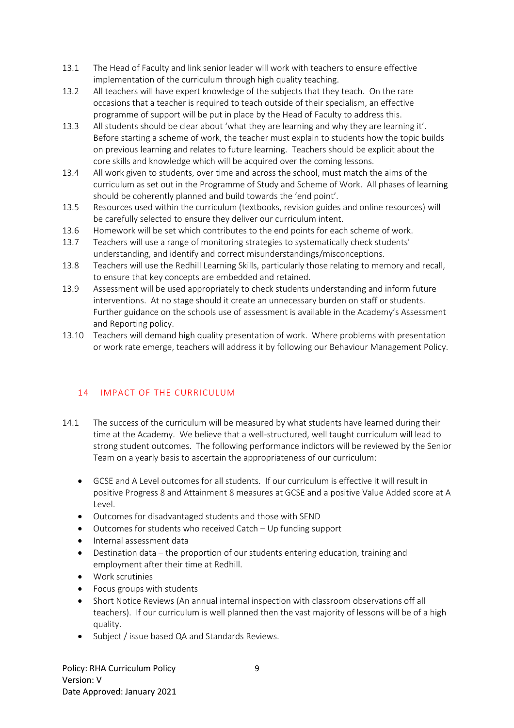13.1 The Head of Faculty and link senior leader will work with teachers to ensure effective implementation of the curriculum through high quality teaching.

13.2 All teachers will have expert knowledge of the subjects that they teach. On the rare occasions that a teacher is required to teach outside of their specialism, an effective programme of support will be put in place by the Head of Faculty to address this.

13.3 All students should be clear about 'what they are learning and why they are learning it'. Before starting a scheme of work, the teacher must explain to students how the topic builds on previous learning and relates to future learning. Teachers should be explicit about the core skills and knowledge which will be acquired over the coming lessons.

13.4 All work given to students, over time and across the school, must match the aims of the curriculum as set out in the Programme of Study and Scheme of Work. All phases of learning should be coherently planned and build towards the 'end point'.

13.5 Resources used within the curriculum (textbooks, revision guides and online resources) will be carefully selected to ensure they deliver our curriculum intent.

13.6 Homework will be set which contributes to the end points for each scheme of work.

13.7 Teachers will use a range of monitoring strategies to systematically check students' understanding, and identify and correct misunderstandings/misconceptions.

13.8 Teachers will use the Redhill Learning Skills, particularly those relating to memory and recall, to ensure that key concepts are embedded and retained.

13.9 Assessment will be used appropriately to check students understanding and inform future interventions. At no stage should it create an unnecessary burden on staff or students. Further guidance on the schools use of assessment is available in the Academy's Assessment and Reporting policy.

13.10 Teachers will demand high quality presentation of work. Where problems with presentation or work rate emerge, teachers will address it by following our Behaviour Management Policy.

## 14 IMPACT OF THE CURRICULUM

14.1 The success of the curriculum will be measured by what students have learned during their time at the Academy. We believe that a well-structured, well taught curriculum will lead to strong student outcomes. The following performance indictors will be reviewed by the Senior Team on a yearly basis to ascertain the appropriateness of our curriculum:

- GCSE and A Level outcomes for all students. If our curriculum is effective it will result in positive Progress 8 and Attainment 8 measures at GCSE and a positive Value Added score at A Level.
- Outcomes for disadvantaged students and those with SEND
- Outcomes for students who received Catch – Up funding support
- Internal assessment data
- Destination data – the proportion of our students entering education, training and employment after their time at Redhill.
- Work scrutinies
- Focus groups with students
- Short Notice Reviews (An annual internal inspection with classroom observations off all teachers). If our curriculum is well planned then the vast majority of lessons will be of a high quality.
- Subject / issue based QA and Standards Reviews.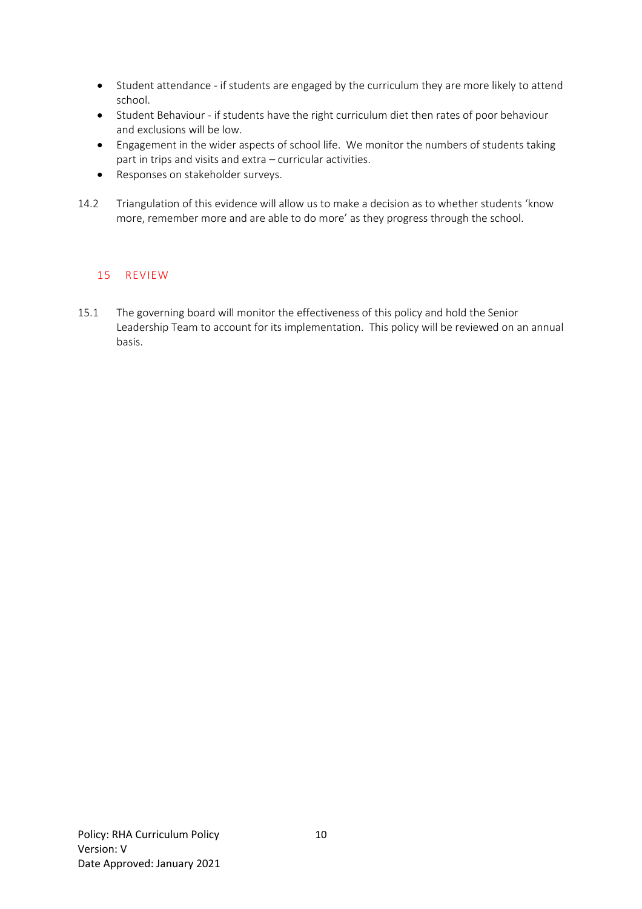- Student attendance - if students are engaged by the curriculum they are more likely to attend school.
- Student Behaviour - if students have the right curriculum diet then rates of poor behaviour and exclusions will be low.
- Engagement in the wider aspects of school life. We monitor the numbers of students taking part in trips and visits and extra – curricular activities.
- Responses on stakeholder surveys.

14.2 Triangulation of this evidence will allow us to make a decision as to whether students 'know more, remember more and are able to do more' as they progress through the school.

## 15 REVIEW

15.1 The governing board will monitor the effectiveness of this policy and hold the Senior Leadership Team to account for its implementation. This policy will be reviewed on an annual basis.